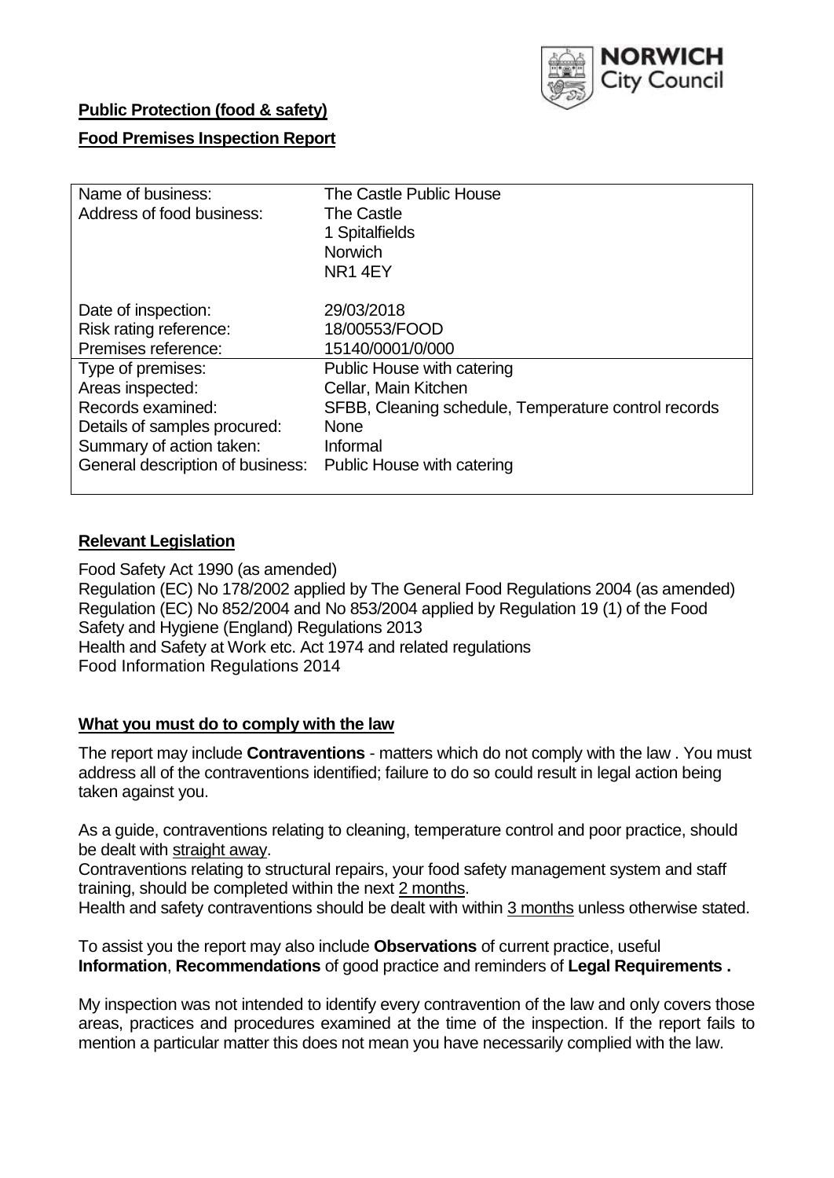**Public Protection (food & safety)**

**Food Premises Inspection Report**

| | |
|---|---|
| Name of business: | The Castle Public House |
| Address of food business: | The Castle<br>1 Spitalfields<br>Norwich<br>NR1 4EY |
| Date of inspection: | 29/03/2018 |
| Risk rating reference: | 18/00553/FOOD |
| Premises reference: | 15140/0001/0/000 |
| Type of premises: | Public House with catering |
| Areas inspected: | Cellar, Main Kitchen |
| Records examined: | SFBB, Cleaning schedule, Temperature control records |
| Details of samples procured: | None |
| Summary of action taken: | Informal |
| General description of business: | Public House with catering |

## Relevant Legislation

Food Safety Act 1990 (as amended)
Regulation (EC) No 178/2002 applied by The General Food Regulations 2004 (as amended)
Regulation (EC) No 852/2004 and No 853/2004 applied by Regulation 19 (1) of the Food Safety and Hygiene (England) Regulations 2013
Health and Safety at Work etc. Act 1974 and related regulations
Food Information Regulations 2014

## What you must do to comply with the law

The report may include **Contraventions** - matters which do not comply with the law . You must address all of the contraventions identified; failure to do so could result in legal action being taken against you.

As a guide, contraventions relating to cleaning, temperature control and poor practice, should be dealt with straight away.
Contraventions relating to structural repairs, your food safety management system and staff training, should be completed within the next 2 months.
Health and safety contraventions should be dealt with within 3 months unless otherwise stated.

To assist you the report may also include **Observations** of current practice, useful **Information**, **Recommendations** of good practice and reminders of **Legal Requirements .**

My inspection was not intended to identify every contravention of the law and only covers those areas, practices and procedures examined at the time of the inspection. If the report fails to mention a particular matter this does not mean you have necessarily complied with the law.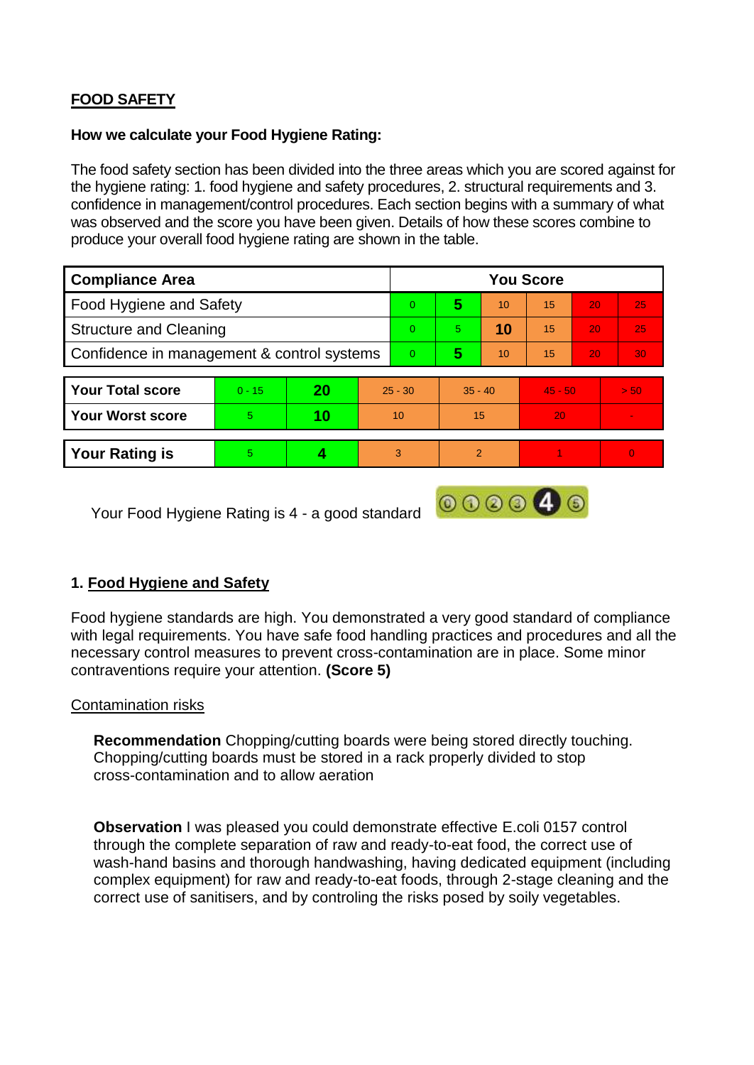## FOOD SAFETY

**How we calculate your Food Hygiene Rating:**

The food safety section has been divided into the three areas which you are scored against for the hygiene rating: 1. food hygiene and safety procedures, 2. structural requirements and 3. confidence in management/control procedures. Each section begins with a summary of what was observed and the score you have been given. Details of how these scores combine to produce your overall food hygiene rating are shown in the table.

| Compliance Area | You Score | | | | | |
|---|---|---|---|---|---|---|
| Food Hygiene and Safety | 0 | **5** | 10 | 15 | 20 | 25 |
| Structure and Cleaning | 0 | 5 | **10** | 15 | 20 | 25 |
| Confidence in management & control systems | 0 | **5** | 10 | 15 | 20 | 30 |

| | | | | | | |
|---|---|---|---|---|---|---|
| **Your Total score** | 0 - 15 | **20** | 25 - 30 | 35 - 40 | 45 - 50 | > 50 |
| **Your Worst score** | 5 | **10** | 10 | 15 | 20 | - |
| **Your Rating is** | 5 | **4** | 3 | 2 | 1 | 0 |

Your Food Hygiene Rating is 4 - a good standard

## 1. Food Hygiene and Safety

Food hygiene standards are high. You demonstrated a very good standard of compliance with legal requirements. You have safe food handling practices and procedures and all the necessary control measures to prevent cross-contamination are in place. Some minor contraventions require your attention. **(Score 5)**

### Contamination risks

**Recommendation** Chopping/cutting boards were being stored directly touching. Chopping/cutting boards must be stored in a rack properly divided to stop cross-contamination and to allow aeration

**Observation** I was pleased you could demonstrate effective E.coli 0157 control through the complete separation of raw and ready-to-eat food, the correct use of wash-hand basins and thorough handwashing, having dedicated equipment (including complex equipment) for raw and ready-to-eat foods, through 2-stage cleaning and the correct use of sanitisers, and by controling the risks posed by soily vegetables.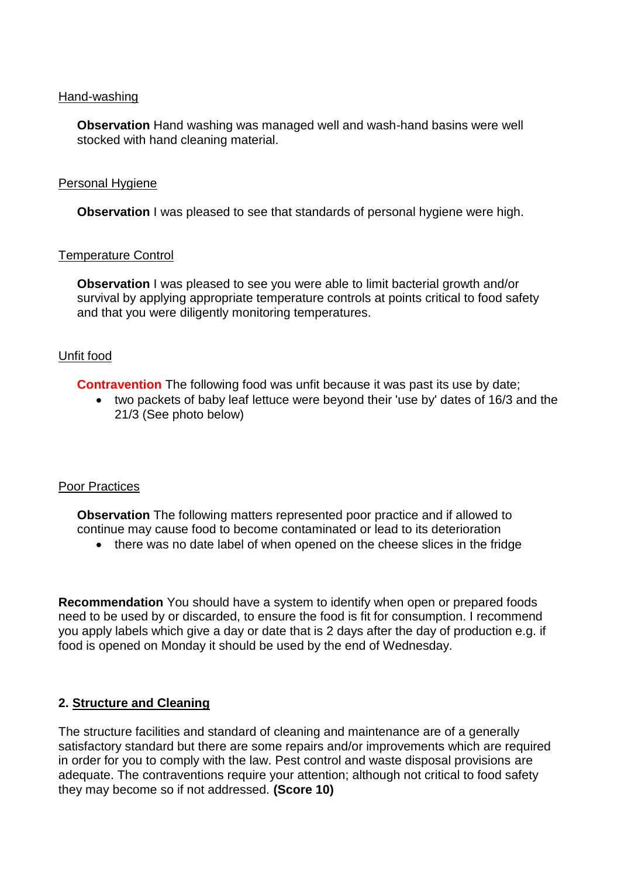Hand-washing

**Observation** Hand washing was managed well and wash-hand basins were well stocked with hand cleaning material.

Personal Hygiene

**Observation** I was pleased to see that standards of personal hygiene were high.

Temperature Control

**Observation** I was pleased to see you were able to limit bacterial growth and/or survival by applying appropriate temperature controls at points critical to food safety and that you were diligently monitoring temperatures.

Unfit food

**Contravention** The following food was unfit because it was past its use by date;

- two packets of baby leaf lettuce were beyond their 'use by' dates of 16/3 and the 21/3 (See photo below)

Poor Practices

**Observation** The following matters represented poor practice and if allowed to continue may cause food to become contaminated or lead to its deterioration

- there was no date label of when opened on the cheese slices in the fridge

**Recommendation** You should have a system to identify when open or prepared foods need to be used by or discarded, to ensure the food is fit for consumption. I recommend you apply labels which give a day or date that is 2 days after the day of production e.g. if food is opened on Monday it should be used by the end of Wednesday.

## 2. Structure and Cleaning

The structure facilities and standard of cleaning and maintenance are of a generally satisfactory standard but there are some repairs and/or improvements which are required in order for you to comply with the law. Pest control and waste disposal provisions are adequate. The contraventions require your attention; although not critical to food safety they may become so if not addressed. **(Score 10)**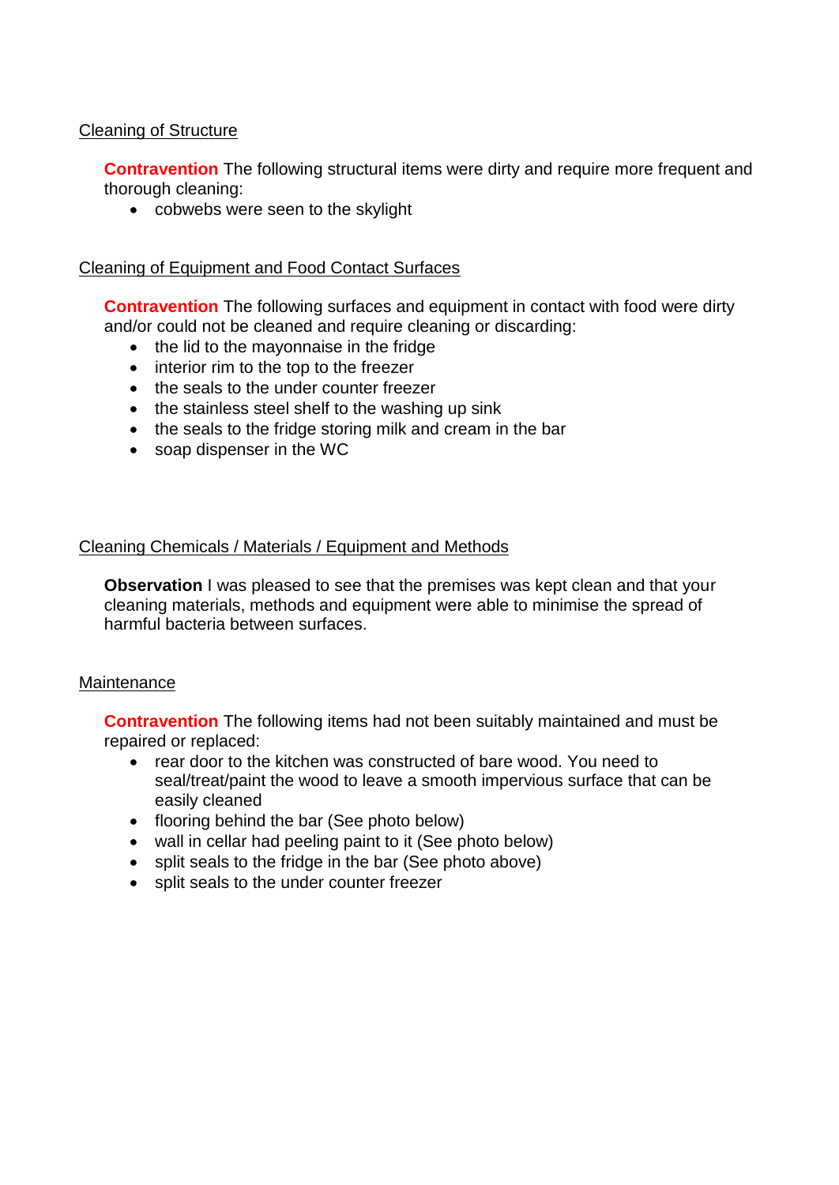<u>Cleaning of Structure</u>

**Contravention** The following structural items were dirty and require more frequent and thorough cleaning:

- cobwebs were seen to the skylight

<u>Cleaning of Equipment and Food Contact Surfaces</u>

**Contravention** The following surfaces and equipment in contact with food were dirty and/or could not be cleaned and require cleaning or discarding:

- the lid to the mayonnaise in the fridge
- interior rim to the top to the freezer
- the seals to the under counter freezer
- the stainless steel shelf to the washing up sink
- the seals to the fridge storing milk and cream in the bar
- soap dispenser in the WC

<u>Cleaning Chemicals / Materials / Equipment and Methods</u>

**Observation** I was pleased to see that the premises was kept clean and that your cleaning materials, methods and equipment were able to minimise the spread of harmful bacteria between surfaces.

<u>Maintenance</u>

**Contravention** The following items had not been suitably maintained and must be repaired or replaced:

- rear door to the kitchen was constructed of bare wood. You need to seal/treat/paint the wood to leave a smooth impervious surface that can be easily cleaned
- flooring behind the bar (See photo below)
- wall in cellar had peeling paint to it (See photo below)
- split seals to the fridge in the bar (See photo above)
- split seals to the under counter freezer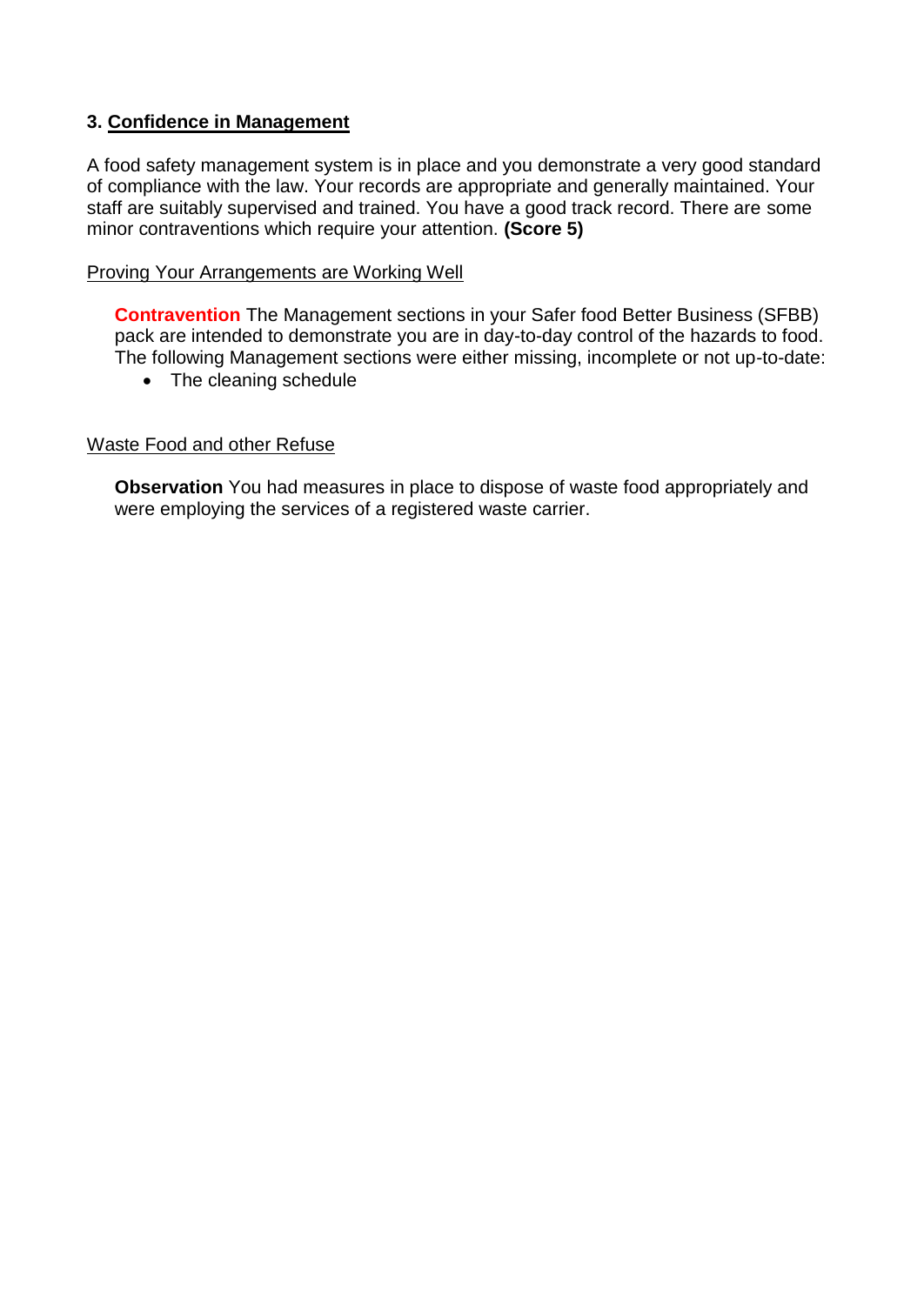### 3. Confidence in Management

A food safety management system is in place and you demonstrate a very good standard of compliance with the law. Your records are appropriate and generally maintained. Your staff are suitably supervised and trained. You have a good track record. There are some minor contraventions which require your attention. **(Score 5)**

Proving Your Arrangements are Working Well

**Contravention** The Management sections in your Safer food Better Business (SFBB) pack are intended to demonstrate you are in day-to-day control of the hazards to food. The following Management sections were either missing, incomplete or not up-to-date:

- The cleaning schedule

Waste Food and other Refuse

**Observation** You had measures in place to dispose of waste food appropriately and were employing the services of a registered waste carrier.